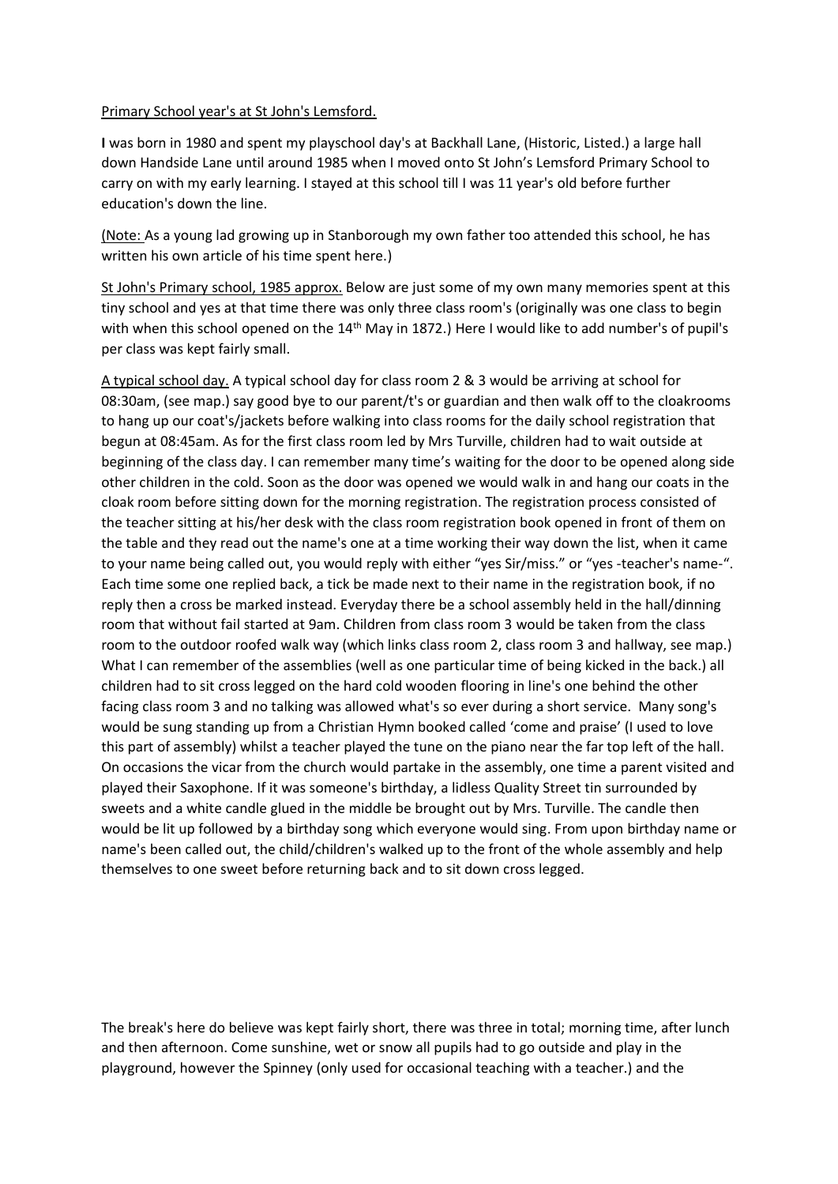Primary School year's at St John's Lemsford.

**I** was born in 1980 and spent my playschool day's at Backhall Lane, (Historic, Listed.) a large hall down Handside Lane until around 1985 when I moved onto St John's Lemsford Primary School to carry on with my early learning. I stayed at this school till I was 11 year's old before further education's down the line.

(Note: As a young lad growing up in Stanborough my own father too attended this school, he has written his own article of his time spent here.)

St John's Primary school, 1985 approx. Below are just some of my own many memories spent at this tiny school and yes at that time there was only three class room's (originally was one class to begin with when this school opened on the 14th May in 1872.) Here I would like to add number's of pupil's per class was kept fairly small.

A typical school day. A typical school day for class room 2 & 3 would be arriving at school for 08:30am, (see map.) say good bye to our parent/t's or guardian and then walk off to the cloakrooms to hang up our coat's/jackets before walking into class rooms for the daily school registration that begun at 08:45am. As for the first class room led by Mrs Turville, children had to wait outside at beginning of the class day. I can remember many time's waiting for the door to be opened along side other children in the cold. Soon as the door was opened we would walk in and hang our coats in the cloak room before sitting down for the morning registration. The registration process consisted of the teacher sitting at his/her desk with the class room registration book opened in front of them on the table and they read out the name's one at a time working their way down the list, when it came to your name being called out, you would reply with either "yes Sir/miss." or "yes -teacher's name-". Each time some one replied back, a tick be made next to their name in the registration book, if no reply then a cross be marked instead. Everyday there be a school assembly held in the hall/dinning room that without fail started at 9am. Children from class room 3 would be taken from the class room to the outdoor roofed walk way (which links class room 2, class room 3 and hallway, see map.) What I can remember of the assemblies (well as one particular time of being kicked in the back.) all children had to sit cross legged on the hard cold wooden flooring in line's one behind the other facing class room 3 and no talking was allowed what's so ever during a short service. Many song's would be sung standing up from a Christian Hymn booked called 'come and praise' (I used to love this part of assembly) whilst a teacher played the tune on the piano near the far top left of the hall. On occasions the vicar from the church would partake in the assembly, one time a parent visited and played their Saxophone. If it was someone's birthday, a lidless Quality Street tin surrounded by sweets and a white candle glued in the middle be brought out by Mrs. Turville. The candle then would be lit up followed by a birthday song which everyone would sing. From upon birthday name or name's been called out, the child/children's walked up to the front of the whole assembly and help themselves to one sweet before returning back and to sit down cross legged.

The break's here do believe was kept fairly short, there was three in total; morning time, after lunch and then afternoon. Come sunshine, wet or snow all pupils had to go outside and play in the playground, however the Spinney (only used for occasional teaching with a teacher.) and the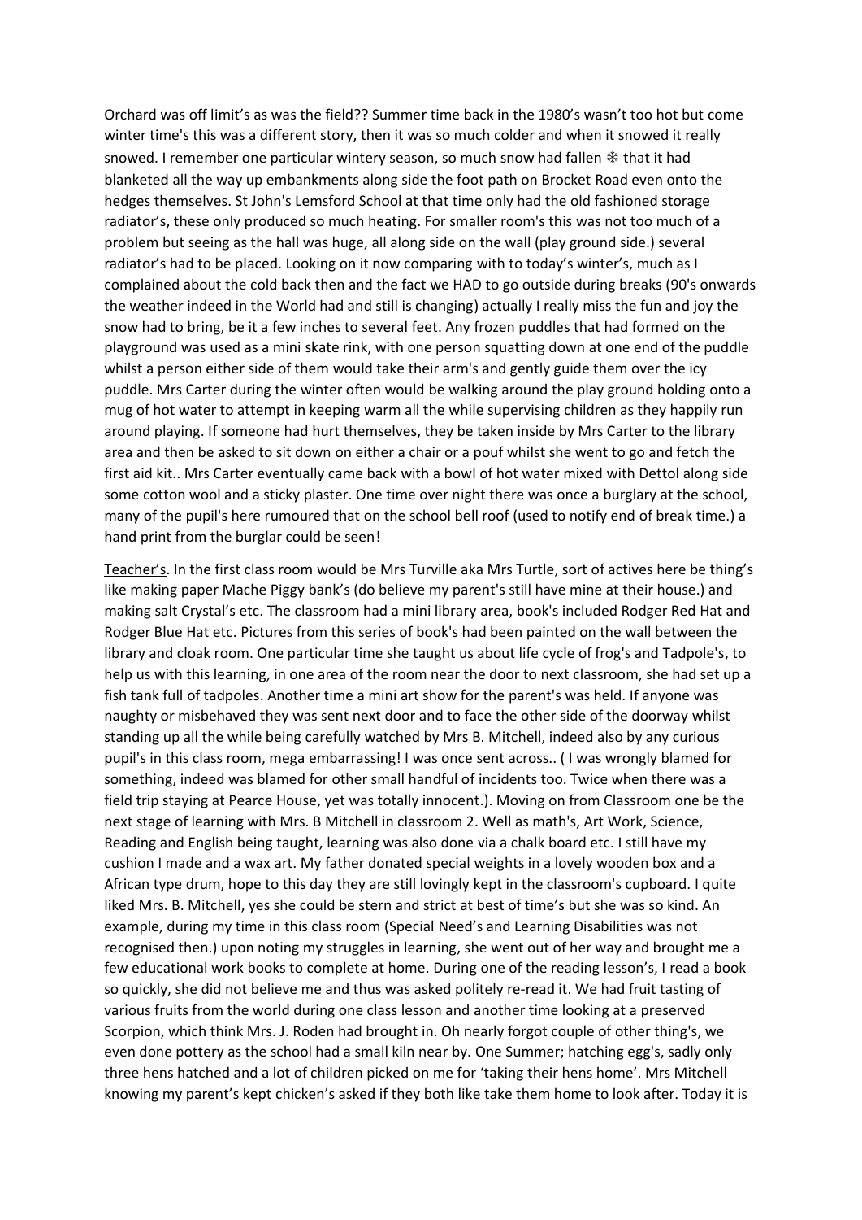Orchard was off limit's as was the field?? Summer time back in the 1980's wasn't too hot but come winter time's this was a different story, then it was so much colder and when it snowed it really snowed. I remember one particular wintery season, so much snow had fallen ❄ that it had blanketed all the way up embankments along side the foot path on Brocket Road even onto the hedges themselves. St John's Lemsford School at that time only had the old fashioned storage radiator's, these only produced so much heating. For smaller room's this was not too much of a problem but seeing as the hall was huge, all along side on the wall (play ground side.) several radiator's had to be placed. Looking on it now comparing with to today's winter's, much as I complained about the cold back then and the fact we HAD to go outside during breaks (90's onwards the weather indeed in the World had and still is changing) actually I really miss the fun and joy the snow had to bring, be it a few inches to several feet. Any frozen puddles that had formed on the playground was used as a mini skate rink, with one person squatting down at one end of the puddle whilst a person either side of them would take their arm's and gently guide them over the icy puddle. Mrs Carter during the winter often would be walking around the play ground holding onto a mug of hot water to attempt in keeping warm all the while supervising children as they happily run around playing. If someone had hurt themselves, they be taken inside by Mrs Carter to the library area and then be asked to sit down on either a chair or a pouf whilst she went to go and fetch the first aid kit.. Mrs Carter eventually came back with a bowl of hot water mixed with Dettol along side some cotton wool and a sticky plaster. One time over night there was once a burglary at the school, many of the pupil's here rumoured that on the school bell roof (used to notify end of break time.) a hand print from the burglar could be seen!

<u>Teacher's</u>. In the first class room would be Mrs Turville aka Mrs Turtle, sort of actives here be thing's like making paper Mache Piggy bank's (do believe my parent's still have mine at their house.) and making salt Crystal's etc. The classroom had a mini library area, book's included Rodger Red Hat and Rodger Blue Hat etc. Pictures from this series of book's had been painted on the wall between the library and cloak room. One particular time she taught us about life cycle of frog's and Tadpole's, to help us with this learning, in one area of the room near the door to next classroom, she had set up a fish tank full of tadpoles. Another time a mini art show for the parent's was held. If anyone was naughty or misbehaved they was sent next door and to face the other side of the doorway whilst standing up all the while being carefully watched by Mrs B. Mitchell, indeed also by any curious pupil's in this class room, mega embarrassing! I was once sent across.. ( I was wrongly blamed for something, indeed was blamed for other small handful of incidents too. Twice when there was a field trip staying at Pearce House, yet was totally innocent.). Moving on from Classroom one be the next stage of learning with Mrs. B Mitchell in classroom 2. Well as math's, Art Work, Science, Reading and English being taught, learning was also done via a chalk board etc. I still have my cushion I made and a wax art. My father donated special weights in a lovely wooden box and a African type drum, hope to this day they are still lovingly kept in the classroom's cupboard. I quite liked Mrs. B. Mitchell, yes she could be stern and strict at best of time's but she was so kind. An example, during my time in this class room (Special Need's and Learning Disabilities was not recognised then.) upon noting my struggles in learning, she went out of her way and brought me a few educational work books to complete at home. During one of the reading lesson's, I read a book so quickly, she did not believe me and thus was asked politely re-read it. We had fruit tasting of various fruits from the world during one class lesson and another time looking at a preserved Scorpion, which think Mrs. J. Roden had brought in. Oh nearly forgot couple of other thing's, we even done pottery as the school had a small kiln near by. One Summer; hatching egg's, sadly only three hens hatched and a lot of children picked on me for 'taking their hens home'. Mrs Mitchell knowing my parent's kept chicken's asked if they both like take them home to look after. Today it is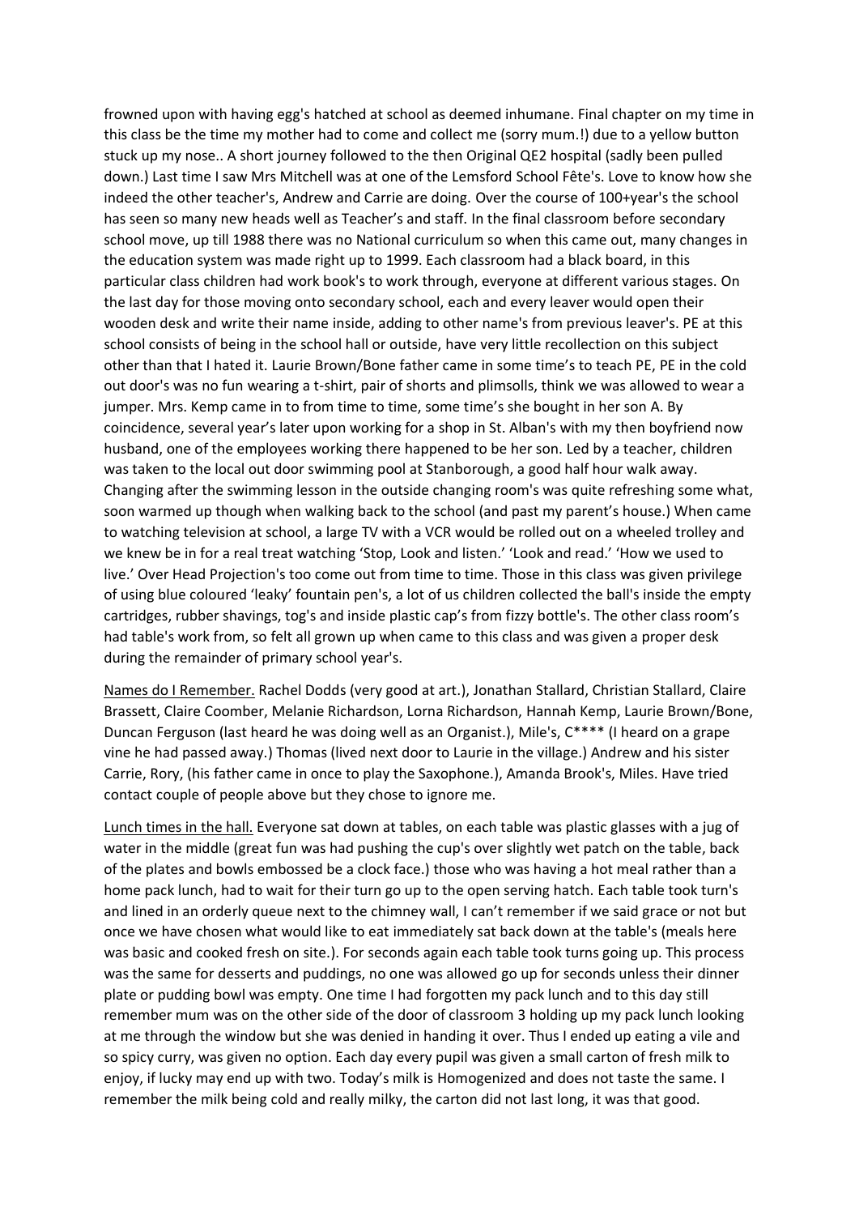frowned upon with having egg's hatched at school as deemed inhumane. Final chapter on my time in this class be the time my mother had to come and collect me (sorry mum.!) due to a yellow button stuck up my nose.. A short journey followed to the then Original QE2 hospital (sadly been pulled down.) Last time I saw Mrs Mitchell was at one of the Lemsford School Fête's. Love to know how she indeed the other teacher's, Andrew and Carrie are doing. Over the course of 100+year's the school has seen so many new heads well as Teacher's and staff. In the final classroom before secondary school move, up till 1988 there was no National curriculum so when this came out, many changes in the education system was made right up to 1999. Each classroom had a black board, in this particular class children had work book's to work through, everyone at different various stages. On the last day for those moving onto secondary school, each and every leaver would open their wooden desk and write their name inside, adding to other name's from previous leaver's. PE at this school consists of being in the school hall or outside, have very little recollection on this subject other than that I hated it. Laurie Brown/Bone father came in some time's to teach PE, PE in the cold out door's was no fun wearing a t-shirt, pair of shorts and plimsolls, think we was allowed to wear a jumper. Mrs. Kemp came in to from time to time, some time's she bought in her son A. By coincidence, several year's later upon working for a shop in St. Alban's with my then boyfriend now husband, one of the employees working there happened to be her son. Led by a teacher, children was taken to the local out door swimming pool at Stanborough, a good half hour walk away. Changing after the swimming lesson in the outside changing room's was quite refreshing some what, soon warmed up though when walking back to the school (and past my parent's house.) When came to watching television at school, a large TV with a VCR would be rolled out on a wheeled trolley and we knew be in for a real treat watching 'Stop, Look and listen.' 'Look and read.' 'How we used to live.' Over Head Projection's too come out from time to time. Those in this class was given privilege of using blue coloured 'leaky' fountain pen's, a lot of us children collected the ball's inside the empty cartridges, rubber shavings, tog's and inside plastic cap's from fizzy bottle's. The other class room's had table's work from, so felt all grown up when came to this class and was given a proper desk during the remainder of primary school year's.

<u>Names do I Remember.</u> Rachel Dodds (very good at art.), Jonathan Stallard, Christian Stallard, Claire Brassett, Claire Coomber, Melanie Richardson, Lorna Richardson, Hannah Kemp, Laurie Brown/Bone, Duncan Ferguson (last heard he was doing well as an Organist.), Mile's, C**** (I heard on a grape vine he had passed away.) Thomas (lived next door to Laurie in the village.) Andrew and his sister Carrie, Rory, (his father came in once to play the Saxophone.), Amanda Brook's, Miles. Have tried contact couple of people above but they chose to ignore me.

<u>Lunch times in the hall.</u> Everyone sat down at tables, on each table was plastic glasses with a jug of water in the middle (great fun was had pushing the cup's over slightly wet patch on the table, back of the plates and bowls embossed be a clock face.) those who was having a hot meal rather than a home pack lunch, had to wait for their turn go up to the open serving hatch. Each table took turn's and lined in an orderly queue next to the chimney wall, I can't remember if we said grace or not but once we have chosen what would like to eat immediately sat back down at the table's (meals here was basic and cooked fresh on site.). For seconds again each table took turns going up. This process was the same for desserts and puddings, no one was allowed go up for seconds unless their dinner plate or pudding bowl was empty. One time I had forgotten my pack lunch and to this day still remember mum was on the other side of the door of classroom 3 holding up my pack lunch looking at me through the window but she was denied in handing it over. Thus I ended up eating a vile and so spicy curry, was given no option. Each day every pupil was given a small carton of fresh milk to enjoy, if lucky may end up with two. Today's milk is Homogenized and does not taste the same. I remember the milk being cold and really milky, the carton did not last long, it was that good.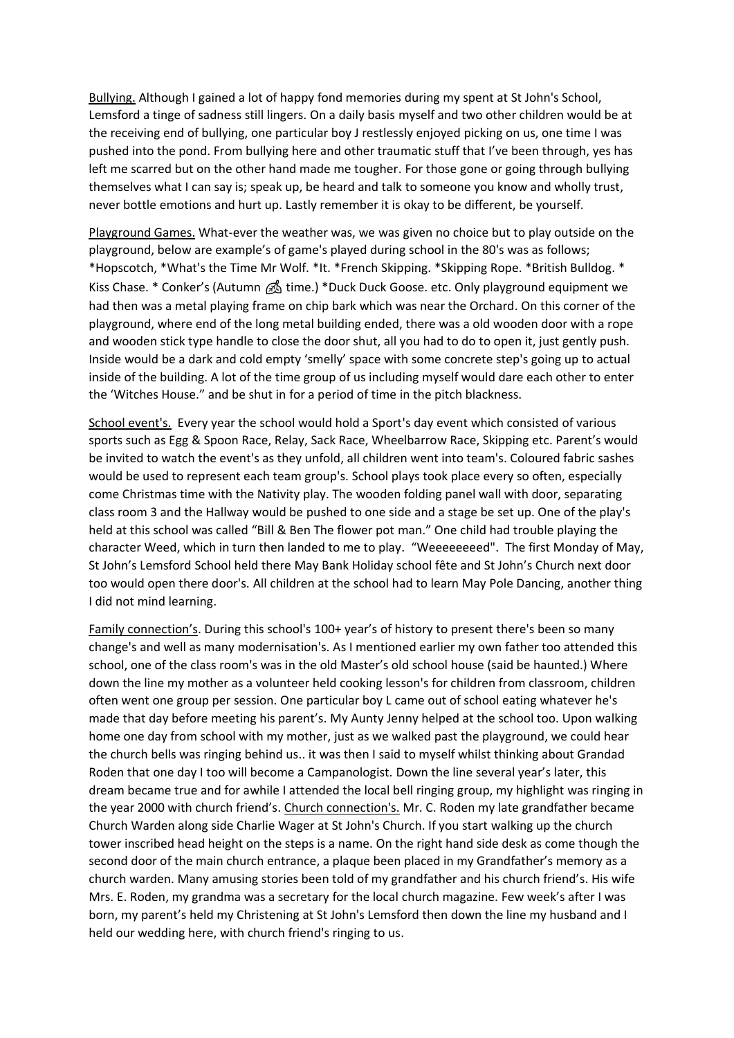<u>Bullying.</u> Although I gained a lot of happy fond memories during my spent at St John's School, Lemsford a tinge of sadness still lingers. On a daily basis myself and two other children would be at the receiving end of bullying, one particular boy J restlessly enjoyed picking on us, one time I was pushed into the pond. From bullying here and other traumatic stuff that I've been through, yes has left me scarred but on the other hand made me tougher. For those gone or going through bullying themselves what I can say is; speak up, be heard and talk to someone you know and wholly trust, never bottle emotions and hurt up. Lastly remember it is okay to be different, be yourself.

<u>Playground Games.</u> What-ever the weather was, we was given no choice but to play outside on the playground, below are example's of game's played during school in the 80's was as follows; *Hopscotch, *What's the Time Mr Wolf. *It. *French Skipping. *Skipping Rope. *British Bulldog. * Kiss Chase. * Conker's (Autumn 🍂 time.) *Duck Duck Goose. etc. Only playground equipment we had then was a metal playing frame on chip bark which was near the Orchard. On this corner of the playground, where end of the long metal building ended, there was a old wooden door with a rope and wooden stick type handle to close the door shut, all you had to do to open it, just gently push. Inside would be a dark and cold empty 'smelly' space with some concrete step's going up to actual inside of the building. A lot of the time group of us including myself would dare each other to enter the 'Witches House." and be shut in for a period of time in the pitch blackness.

<u>School event's.</u> Every year the school would hold a Sport's day event which consisted of various sports such as Egg & Spoon Race, Relay, Sack Race, Wheelbarrow Race, Skipping etc. Parent's would be invited to watch the event's as they unfold, all children went into team's. Coloured fabric sashes would be used to represent each team group's. School plays took place every so often, especially come Christmas time with the Nativity play. The wooden folding panel wall with door, separating class room 3 and the Hallway would be pushed to one side and a stage be set up. One of the play's held at this school was called "Bill & Ben The flower pot man." One child had trouble playing the character Weed, which in turn then landed to me to play. "Weeeeeeeed". The first Monday of May, St John's Lemsford School held there May Bank Holiday school fête and St John's Church next door too would open there door's. All children at the school had to learn May Pole Dancing, another thing I did not mind learning.

<u>Family connection's</u>. During this school's 100+ year's of history to present there's been so many change's and well as many modernisation's. As I mentioned earlier my own father too attended this school, one of the class room's was in the old Master's old school house (said be haunted.) Where down the line my mother as a volunteer held cooking lesson's for children from classroom, children often went one group per session. One particular boy L came out of school eating whatever he's made that day before meeting his parent's. My Aunty Jenny helped at the school too. Upon walking home one day from school with my mother, just as we walked past the playground, we could hear the church bells was ringing behind us.. it was then I said to myself whilst thinking about Grandad Roden that one day I too will become a Campanologist. Down the line several year's later, this dream became true and for awhile I attended the local bell ringing group, my highlight was ringing in the year 2000 with church friend's. <u>Church connection's.</u> Mr. C. Roden my late grandfather became Church Warden along side Charlie Wager at St John's Church. If you start walking up the church tower inscribed head height on the steps is a name. On the right hand side desk as come though the second door of the main church entrance, a plaque been placed in my Grandfather's memory as a church warden. Many amusing stories been told of my grandfather and his church friend's. His wife Mrs. E. Roden, my grandma was a secretary for the local church magazine. Few week's after I was born, my parent's held my Christening at St John's Lemsford then down the line my husband and I held our wedding here, with church friend's ringing to us.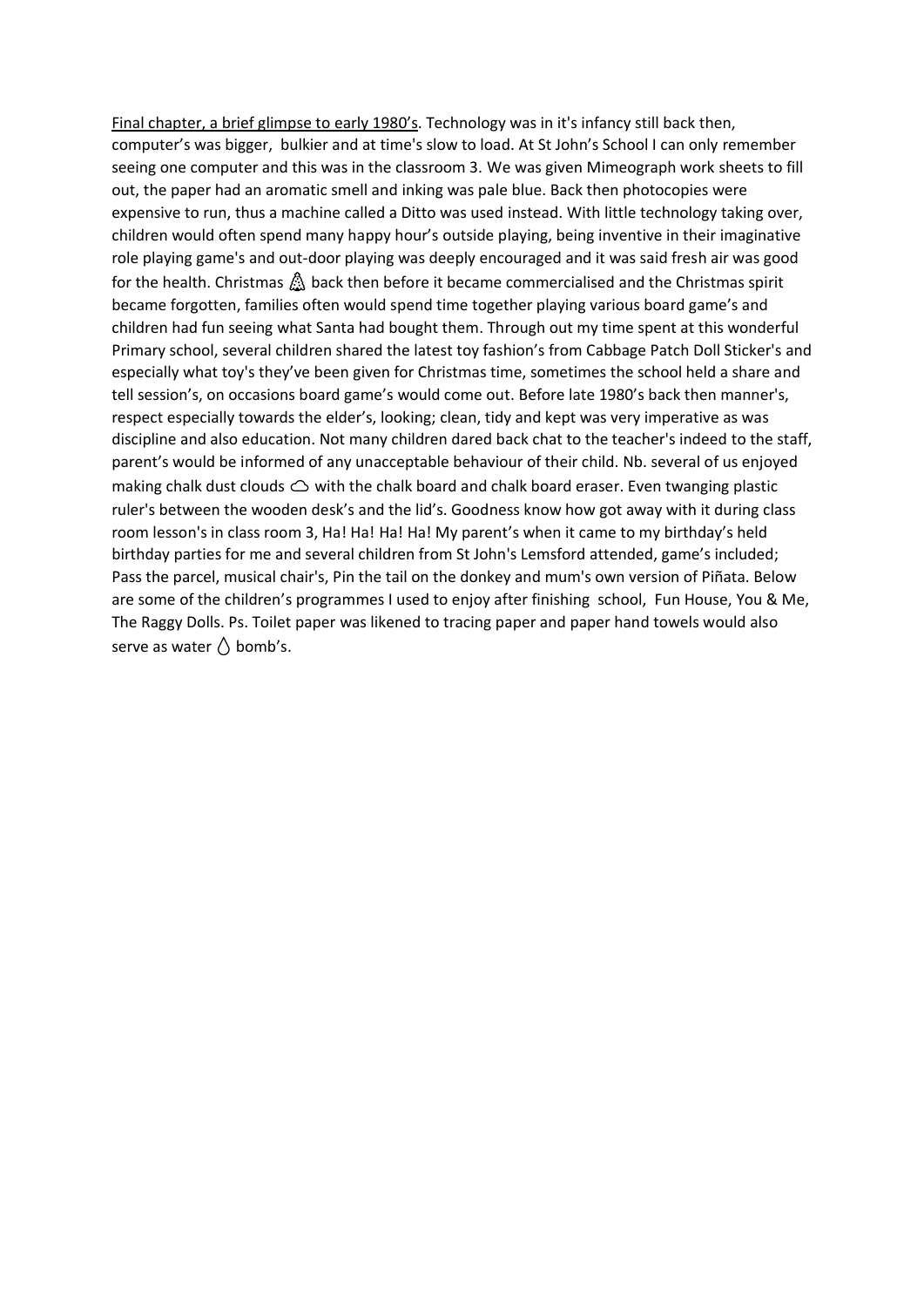<u>Final chapter, a brief glimpse to early 1980's</u>. Technology was in it's infancy still back then, computer's was bigger, bulkier and at time's slow to load. At St John's School I can only remember seeing one computer and this was in the classroom 3. We was given Mimeograph work sheets to fill out, the paper had an aromatic smell and inking was pale blue. Back then photocopies were expensive to run, thus a machine called a Ditto was used instead. With little technology taking over, children would often spend many happy hour's outside playing, being inventive in their imaginative role playing game's and out-door playing was deeply encouraged and it was said fresh air was good for the health. Christmas 🎄 back then before it became commercialised and the Christmas spirit became forgotten, families often would spend time together playing various board game's and children had fun seeing what Santa had bought them. Through out my time spent at this wonderful Primary school, several children shared the latest toy fashion's from Cabbage Patch Doll Sticker's and especially what toy's they've been given for Christmas time, sometimes the school held a share and tell session's, on occasions board game's would come out. Before late 1980's back then manner's, respect especially towards the elder's, looking; clean, tidy and kept was very imperative as was discipline and also education. Not many children dared back chat to the teacher's indeed to the staff, parent's would be informed of any unacceptable behaviour of their child. Nb. several of us enjoyed making chalk dust clouds ☁ with the chalk board and chalk board eraser. Even twanging plastic ruler's between the wooden desk's and the lid's. Goodness know how got away with it during class room lesson's in class room 3, Ha! Ha! Ha! Ha! My parent's when it came to my birthday's held birthday parties for me and several children from St John's Lemsford attended, game's included; Pass the parcel, musical chair's, Pin the tail on the donkey and mum's own version of Piñata. Below are some of the children's programmes I used to enjoy after finishing school, Fun House, You & Me, The Raggy Dolls. Ps. Toilet paper was likened to tracing paper and paper hand towels would also serve as water 💧 bomb's.